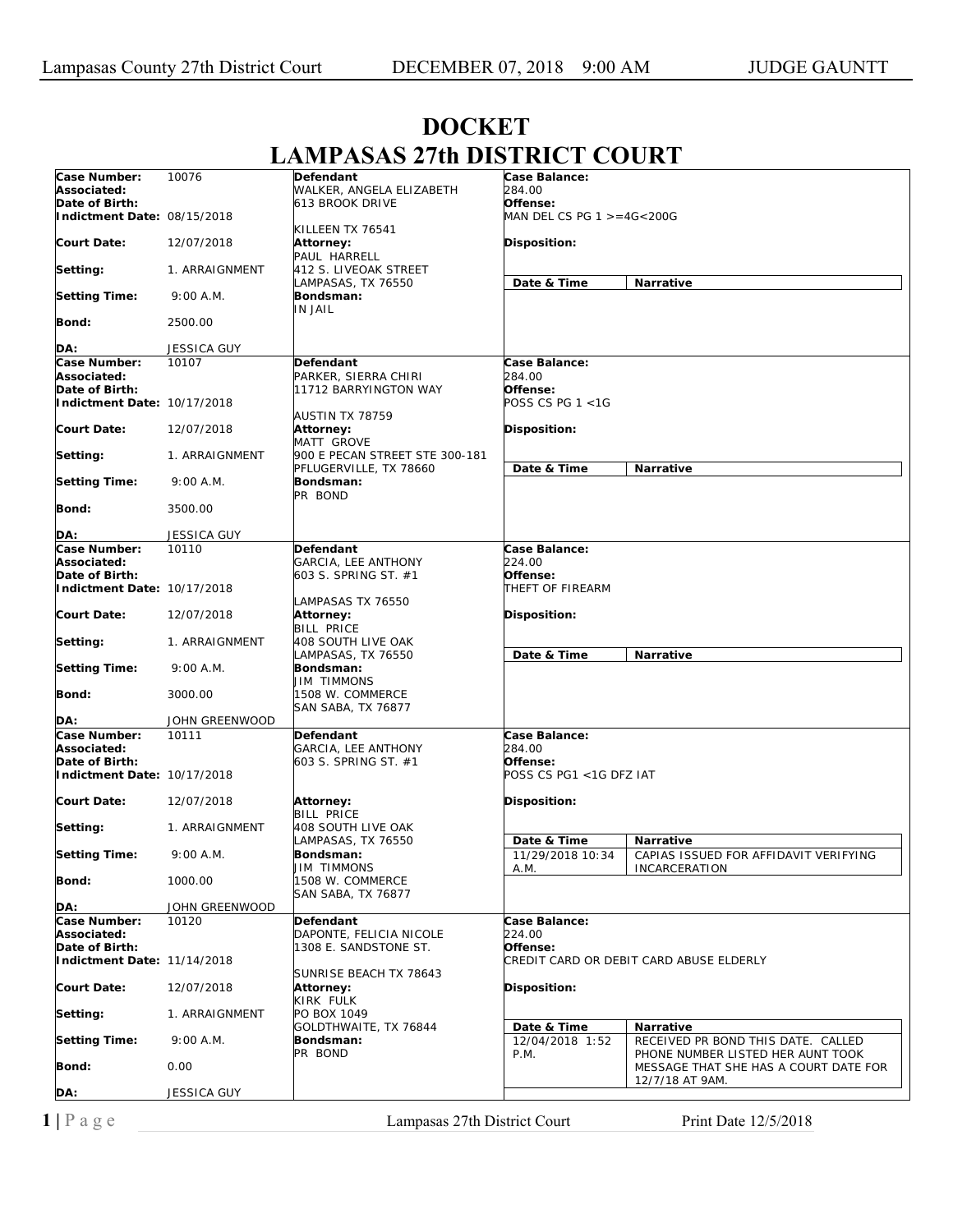# DOCKET

## LAMPASAS 27th DISTRICT COURT

| | | | | |
|---|---|---|---|---|
| **Case Number:** 10076 | **Defendant** | **Case Balance:** | | |
| **Associated:** | WALKER, ANGELA ELIZABETH | 284.00 | | |
| **Date of Birth:** | 613 BROOK DRIVE | **Offense:** | | |
| **Indictment Date:** 08/15/2018 | KILLEEN TX 76541 | MAN DEL CS PG 1 >=4G<200G | | |
| **Court Date:** 12/07/2018 | **Attorney:** PAUL HARRELL | **Disposition:** | | |
| **Setting:** 1. ARRAIGNMENT | 412 S. LIVEOAK STREET LAMPASAS, TX 76550 | **Date & Time** | **Narrative** | |
| **Setting Time:** 9:00 A.M. | **Bondsman:** IN JAIL | | | |
| **Bond:** 2500.00 | | | | |
| **DA:** JESSICA GUY | | | | |

| | | | | |
|---|---|---|---|---|
| **Case Number:** 10107 | **Defendant** | **Case Balance:** | | |
| **Associated:** | PARKER, SIERRA CHIRI | 284.00 | | |
| **Date of Birth:** | 11712 BARRYINGTON WAY | **Offense:** | | |
| **Indictment Date:** 10/17/2018 | AUSTIN TX 78759 | POSS CS PG 1 <1G | | |
| **Court Date:** 12/07/2018 | **Attorney:** MATT GROVE | **Disposition:** | | |
| **Setting:** 1. ARRAIGNMENT | 900 E PECAN STREET STE 300-181 PFLUGERVILLE, TX 78660 | **Date & Time** | **Narrative** | |
| **Setting Time:** 9:00 A.M. | **Bondsman:** PR BOND | | | |
| **Bond:** 3500.00 | | | | |
| **DA:** JESSICA GUY | | | | |

| | | | | |
|---|---|---|---|---|
| **Case Number:** 10110 | **Defendant** | **Case Balance:** | | |
| **Associated:** | GARCIA, LEE ANTHONY | 224.00 | | |
| **Date of Birth:** | 603 S. SPRING ST. #1 | **Offense:** | | |
| **Indictment Date:** 10/17/2018 | LAMPASAS TX 76550 | THEFT OF FIREARM | | |
| **Court Date:** 12/07/2018 | **Attorney:** BILL PRICE | **Disposition:** | | |
| **Setting:** 1. ARRAIGNMENT | 408 SOUTH LIVE OAK LAMPASAS, TX 76550 | **Date & Time** | **Narrative** | |
| **Setting Time:** 9:00 A.M. | **Bondsman:** JIM TIMMONS | | | |
| **Bond:** 3000.00 | 1508 W. COMMERCE SAN SABA, TX 76877 | | | |
| **DA:** JOHN GREENWOOD | | | | |

| | | | | |
|---|---|---|---|---|
| **Case Number:** 10111 | **Defendant** | **Case Balance:** | | |
| **Associated:** | GARCIA, LEE ANTHONY | 284.00 | | |
| **Date of Birth:** | 603 S. SPRING ST. #1 | **Offense:** | | |
| **Indictment Date:** 10/17/2018 | | POSS CS PG1 <1G DFZ IAT | | |
| **Court Date:** 12/07/2018 | **Attorney:** BILL PRICE | **Disposition:** | | |
| **Setting:** 1. ARRAIGNMENT | 408 SOUTH LIVE OAK LAMPASAS, TX 76550 | **Date & Time** | **Narrative** | |
| **Setting Time:** 9:00 A.M. | **Bondsman:** JIM TIMMONS | 11/29/2018 10:34 A.M. | CAPIAS ISSUED FOR AFFIDAVIT VERIFYING INCARCERATION | |
| **Bond:** 1000.00 | 1508 W. COMMERCE SAN SABA, TX 76877 | | | |
| **DA:** JOHN GREENWOOD | | | | |

| | | | | |
|---|---|---|---|---|
| **Case Number:** 10120 | **Defendant** | **Case Balance:** | | |
| **Associated:** | DAPONTE, FELICIA NICOLE | 224.00 | | |
| **Date of Birth:** | 1308 E. SANDSTONE ST. | **Offense:** | | |
| **Indictment Date:** 11/14/2018 | SUNRISE BEACH TX 78643 | CREDIT CARD OR DEBIT CARD ABUSE ELDERLY | | |
| **Court Date:** 12/07/2018 | **Attorney:** KIRK FULK | **Disposition:** | | |
| **Setting:** 1. ARRAIGNMENT | PO BOX 1049 GOLDTHWAITE, TX 76844 | **Date & Time** | **Narrative** | |
| **Setting Time:** 9:00 A.M. | **Bondsman:** PR BOND | 12/04/2018 1:52 P.M. | RECEIVED PR BOND THIS DATE. CALLED PHONE NUMBER LISTED HER AUNT TOOK MESSAGE THAT SHE HAS A COURT DATE FOR 12/7/18 AT 9AM. | |
| **Bond:** 0.00 | | | | |
| **DA:** JESSICA GUY | | | | |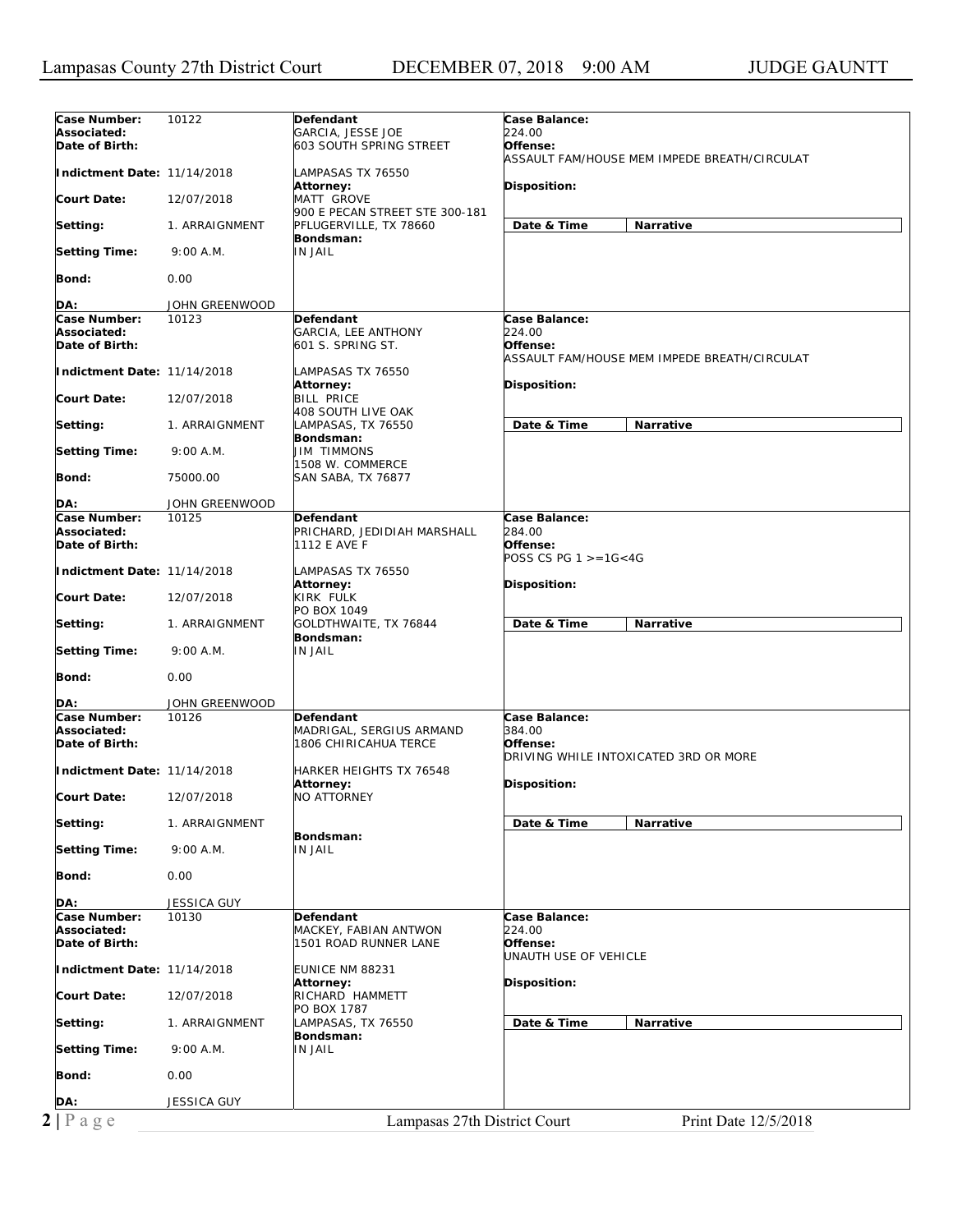Lampasas County 27th District Court DECEMBER 07, 2018 9:00 AM JUDGE GAUNTT

| Case Number: | 10122 | Defendant | Case Balance: |
|---|---|---|---|
| Associated: | | GARCIA, JESSE JOE | 224.00 |
| Date of Birth: | | 603 SOUTH SPRING STREET | Offense: ASSAULT FAM/HOUSE MEM IMPEDE BREATH/CIRCULAT |
| Indictment Date: | 11/14/2018 | LAMPASAS TX 76550 | |
| Court Date: | 12/07/2018 | Attorney: MATT GROVE, 900 E PECAN STREET STE 300-181 | Disposition: |
| Setting: | 1. ARRAIGNMENT | PFLUGERVILLE, TX 78660 | Date & Time / Narrative |
| Setting Time: | 9:00 A.M. | Bondsman: IN JAIL | |
| Bond: | 0.00 | | |
| DA: | JOHN GREENWOOD | | |

| Case Number: | 10123 | Defendant | Case Balance: |
|---|---|---|---|
| Associated: | | GARCIA, LEE ANTHONY | 224.00 |
| Date of Birth: | | 601 S. SPRING ST. | Offense: ASSAULT FAM/HOUSE MEM IMPEDE BREATH/CIRCULAT |
| Indictment Date: | 11/14/2018 | LAMPASAS TX 76550 | |
| Court Date: | 12/07/2018 | Attorney: BILL PRICE, 408 SOUTH LIVE OAK | Disposition: |
| Setting: | 1. ARRAIGNMENT | LAMPASAS, TX 76550 | Date & Time / Narrative |
| Setting Time: | 9:00 A.M. | Bondsman: JIM TIMMONS, 1508 W. COMMERCE | |
| Bond: | 75000.00 | SAN SABA, TX 76877 | |
| DA: | JOHN GREENWOOD | | |

| Case Number: | 10125 | Defendant | Case Balance: |
|---|---|---|---|
| Associated: | | PRICHARD, JEDIDIAH MARSHALL | 284.00 |
| Date of Birth: | | 1112 E AVE F | Offense: POSS CS PG 1 >=1G<4G |
| Indictment Date: | 11/14/2018 | LAMPASAS TX 76550 | |
| Court Date: | 12/07/2018 | Attorney: KIRK FULK, PO BOX 1049 | Disposition: |
| Setting: | 1. ARRAIGNMENT | GOLDTHWAITE, TX 76844 | Date & Time / Narrative |
| Setting Time: | 9:00 A.M. | Bondsman: IN JAIL | |
| Bond: | 0.00 | | |
| DA: | JOHN GREENWOOD | | |

| Case Number: | 10126 | Defendant | Case Balance: |
|---|---|---|---|
| Associated: | | MADRIGAL, SERGIUS ARMAND | 384.00 |
| Date of Birth: | | 1806 CHIRICAHUA TERCE | Offense: DRIVING WHILE INTOXICATED 3RD OR MORE |
| Indictment Date: | 11/14/2018 | HARKER HEIGHTS TX 76548 | |
| Court Date: | 12/07/2018 | Attorney: NO ATTORNEY | Disposition: |
| Setting: | 1. ARRAIGNMENT | | Date & Time / Narrative |
| Setting Time: | 9:00 A.M. | Bondsman: IN JAIL | |
| Bond: | 0.00 | | |
| DA: | JESSICA GUY | | |

| Case Number: | 10130 | Defendant | Case Balance: |
|---|---|---|---|
| Associated: | | MACKEY, FABIAN ANTWON | 224.00 |
| Date of Birth: | | 1501 ROAD RUNNER LANE | Offense: UNAUTH USE OF VEHICLE |
| Indictment Date: | 11/14/2018 | EUNICE NM 88231 | |
| Court Date: | 12/07/2018 | Attorney: RICHARD HAMMETT, PO BOX 1787 | Disposition: |
| Setting: | 1. ARRAIGNMENT | LAMPASAS, TX 76550 | Date & Time / Narrative |
| Setting Time: | 9:00 A.M. | Bondsman: IN JAIL | |
| Bond: | 0.00 | | |
| DA: | JESSICA GUY | | |

Lampasas 27th District Court Print Date 12/5/2018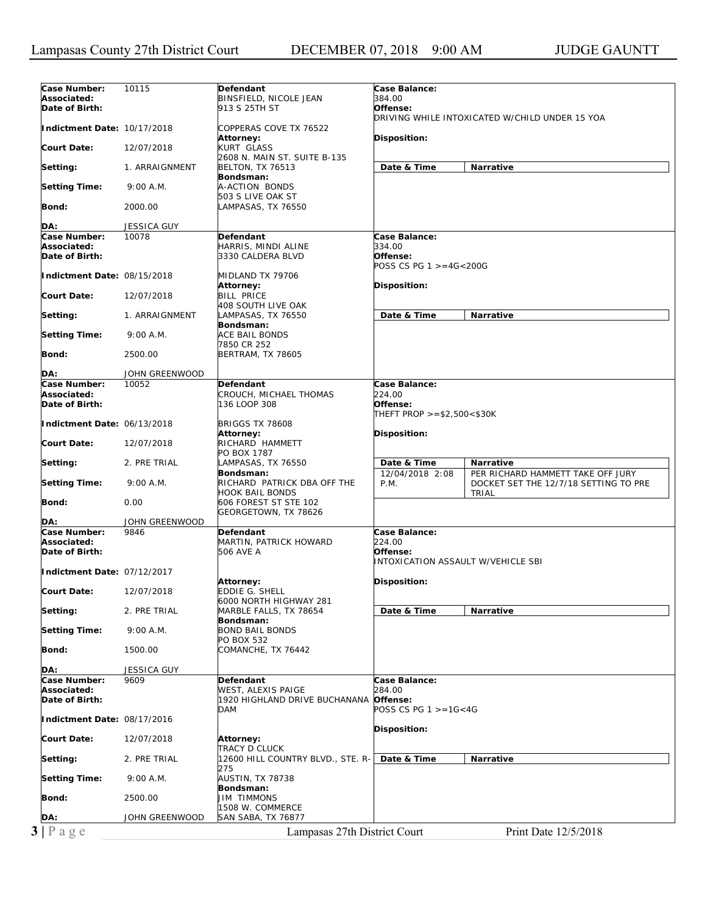| | | | |
|---|---|---|---|
| **Case Number:** 10115<br>**Associated:**<br>**Date of Birth:**<br>**Indictment Date:** 10/17/2018<br>**Court Date:** 12/07/2018<br>**Setting:** 1. ARRAIGNMENT<br>**Setting Time:** 9:00 A.M.<br>**Bond:** 2000.00<br>**DA:** JESSICA GUY | **Defendant**<br>BINSFIELD, NICOLE JEAN<br>913 S 25TH ST<br>COPPERAS COVE TX 76522<br>**Attorney:**<br>KURT GLASS<br>2608 N. MAIN ST. SUITE B-135<br>BELTON, TX 76513<br>**Bondsman:**<br>A-ACTION BONDS<br>503 S LIVE OAK ST<br>LAMPASAS, TX 76550 | **Case Balance:**<br>384.00<br>**Offense:**<br>DRIVING WHILE INTOXICATED W/CHILD UNDER 15 YOA<br>**Disposition:** | **Date & Time** \| **Narrative** |
| **Case Number:** 10078<br>**Associated:**<br>**Date of Birth:**<br>**Indictment Date:** 08/15/2018<br>**Court Date:** 12/07/2018<br>**Setting:** 1. ARRAIGNMENT<br>**Setting Time:** 9:00 A.M.<br>**Bond:** 2500.00<br>**DA:** JOHN GREENWOOD | **Defendant**<br>HARRIS, MINDI ALINE<br>3330 CALDERA BLVD<br>MIDLAND TX 79706<br>**Attorney:**<br>BILL PRICE<br>408 SOUTH LIVE OAK<br>LAMPASAS, TX 76550<br>**Bondsman:**<br>ACE BAIL BONDS<br>7850 CR 252<br>BERTRAM, TX 78605 | **Case Balance:**<br>334.00<br>**Offense:**<br>POSS CS PG 1 >=4G<200G<br>**Disposition:** | **Date & Time** \| **Narrative** |
| **Case Number:** 10052<br>**Associated:**<br>**Date of Birth:**<br>**Indictment Date:** 06/13/2018<br>**Court Date:** 12/07/2018<br>**Setting:** 2. PRE TRIAL<br>**Setting Time:** 9:00 A.M.<br>**Bond:** 0.00<br>**DA:** JOHN GREENWOOD | **Defendant**<br>CROUCH, MICHAEL THOMAS<br>136 LOOP 308<br>BRIGGS TX 78608<br>**Attorney:**<br>RICHARD HAMMETT<br>PO BOX 1787<br>LAMPASAS, TX 76550<br>**Bondsman:**<br>RICHARD PATRICK DBA OFF THE HOOK BAIL BONDS<br>606 FOREST ST STE 102<br>GEORGETOWN, TX 78626 | **Case Balance:**<br>224.00<br>**Offense:**<br>THEFT PROP >=$2,500<$30K<br>**Disposition:** | **Date & Time** \| **Narrative**<br>12/04/2018 2:08 P.M. \| PER RICHARD HAMMETT TAKE OFF JURY DOCKET SET THE 12/7/18 SETTING TO PRE TRIAL |
| **Case Number:** 9846<br>**Associated:**<br>**Date of Birth:**<br>**Indictment Date:** 07/12/2017<br>**Court Date:** 12/07/2018<br>**Setting:** 2. PRE TRIAL<br>**Setting Time:** 9:00 A.M.<br>**Bond:** 1500.00<br>**DA:** JESSICA GUY | **Defendant**<br>MARTIN, PATRICK HOWARD<br>506 AVE A<br>**Attorney:**<br>EDDIE G. SHELL<br>6000 NORTH HIGHWAY 281<br>MARBLE FALLS, TX 78654<br>**Bondsman:**<br>BOND BAIL BONDS<br>PO BOX 532<br>COMANCHE, TX 76442 | **Case Balance:**<br>224.00<br>**Offense:**<br>INTOXICATION ASSAULT W/VEHICLE SBI<br>**Disposition:** | **Date & Time** \| **Narrative** |
| **Case Number:** 9609<br>**Associated:**<br>**Date of Birth:**<br>**Indictment Date:** 08/17/2016<br>**Court Date:** 12/07/2018<br>**Setting:** 2. PRE TRIAL<br>**Setting Time:** 9:00 A.M.<br>**Bond:** 2500.00<br>**DA:** JOHN GREENWOOD | **Defendant**<br>WEST, ALEXIS PAIGE<br>1920 HIGHLAND DRIVE BUCHANANA DAM<br>**Attorney:**<br>TRACY D CLUCK<br>12600 HILL COUNTRY BLVD., STE. R-275<br>AUSTIN, TX 78738<br>**Bondsman:**<br>JIM TIMMONS<br>1508 W. COMMERCE<br>SAN SABA, TX 76877 | **Case Balance:**<br>284.00<br>**Offense:**<br>POSS CS PG 1 >=1G<4G<br>**Disposition:** | **Date & Time** \| **Narrative** |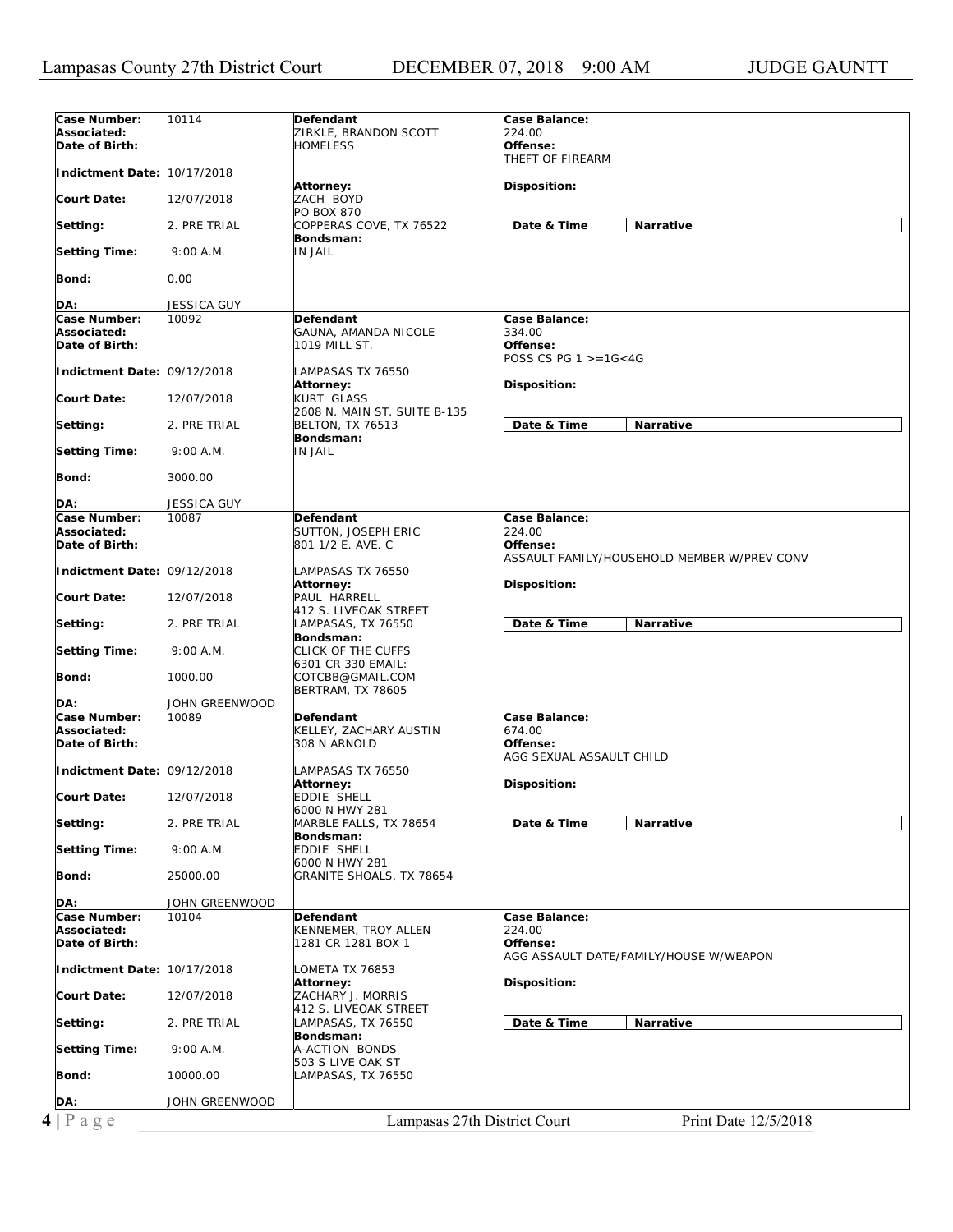| Case Number: | 10114 | Defendant | Case Balance: |
|---|---|---|---|
| Associated: | | ZIRKLE, BRANDON SCOTT | 224.00 |
| Date of Birth: | | HOMELESS | Offense: |
| Indictment Date: | 10/17/2018 | | THEFT OF FIREARM |
| Court Date: | 12/07/2018 | Attorney: ZACH BOYD, PO BOX 870, COPPERAS COVE, TX 76522 | Disposition: |
| Setting: | 2. PRE TRIAL | Bondsman: IN JAIL | Date & Time / Narrative |
| Setting Time: | 9:00 A.M. | | |
| Bond: | 0.00 | | |
| DA: | JESSICA GUY | | |

| Case Number: | 10092 | Defendant | Case Balance: |
|---|---|---|---|
| Associated: | | GAUNA, AMANDA NICOLE | 334.00 |
| Date of Birth: | | 1019 MILL ST. | Offense: |
| Indictment Date: | 09/12/2018 | LAMPASAS TX 76550 | POSS CS PG 1 >=1G<4G |
| Court Date: | 12/07/2018 | Attorney: KURT GLASS, 2608 N. MAIN ST. SUITE B-135, BELTON, TX 76513 | Disposition: |
| Setting: | 2. PRE TRIAL | Bondsman: IN JAIL | Date & Time / Narrative |
| Setting Time: | 9:00 A.M. | | |
| Bond: | 3000.00 | | |
| DA: | JESSICA GUY | | |

| Case Number: | 10087 | Defendant | Case Balance: |
|---|---|---|---|
| Associated: | | SUTTON, JOSEPH ERIC | 224.00 |
| Date of Birth: | | 801 1/2 E. AVE. C | Offense: |
| Indictment Date: | 09/12/2018 | LAMPASAS TX 76550 | ASSAULT FAMILY/HOUSEHOLD MEMBER W/PREV CONV |
| Court Date: | 12/07/2018 | Attorney: PAUL HARRELL, 412 S. LIVEOAK STREET, LAMPASAS, TX 76550 | Disposition: |
| Setting: | 2. PRE TRIAL | Bondsman: CLICK OF THE CUFFS, 6301 CR 330 EMAIL: COTCBB@GMAIL.COM, BERTRAM, TX 78605 | Date & Time / Narrative |
| Setting Time: | 9:00 A.M. | | |
| Bond: | 1000.00 | | |
| DA: | JOHN GREENWOOD | | |

| Case Number: | 10089 | Defendant | Case Balance: |
|---|---|---|---|
| Associated: | | KELLEY, ZACHARY AUSTIN | 674.00 |
| Date of Birth: | | 308 N ARNOLD | Offense: |
| Indictment Date: | 09/12/2018 | LAMPASAS TX 76550 | AGG SEXUAL ASSAULT CHILD |
| Court Date: | 12/07/2018 | Attorney: EDDIE SHELL, 6000 N HWY 281, MARBLE FALLS, TX 78654 | Disposition: |
| Setting: | 2. PRE TRIAL | Bondsman: EDDIE SHELL, 6000 N HWY 281, GRANITE SHOALS, TX 78654 | Date & Time / Narrative |
| Setting Time: | 9:00 A.M. | | |
| Bond: | 25000.00 | | |
| DA: | JOHN GREENWOOD | | |

| Case Number: | 10104 | Defendant | Case Balance: |
|---|---|---|---|
| Associated: | | KENNEMER, TROY ALLEN | 224.00 |
| Date of Birth: | | 1281 CR 1281 BOX 1 | Offense: |
| Indictment Date: | 10/17/2018 | LOMETA TX 76853 | AGG ASSAULT DATE/FAMILY/HOUSE W/WEAPON |
| Court Date: | 12/07/2018 | Attorney: ZACHARY J. MORRIS, 412 S. LIVEOAK STREET, LAMPASAS, TX 76550 | Disposition: |
| Setting: | 2. PRE TRIAL | Bondsman: A-ACTION BONDS, 503 S LIVE OAK ST, LAMPASAS, TX 76550 | Date & Time / Narrative |
| Setting Time: | 9:00 A.M. | | |
| Bond: | 10000.00 | | |
| DA: | JOHN GREENWOOD | | |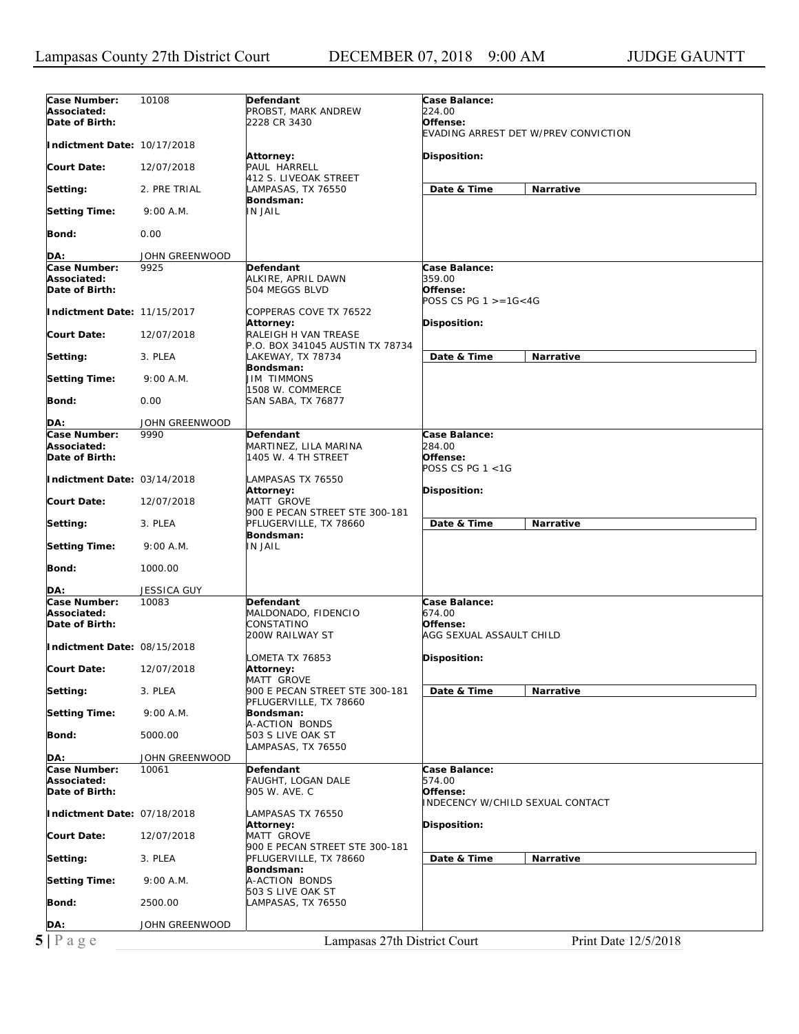| Case Number: | 10108 | Defendant | Case Balance: |
|---|---|---|---|
| Associated: | | PROBST, MARK ANDREW | 224.00 |
| Date of Birth: | | 2228 CR 3430 | Offense: |
| | | | EVADING ARREST DET W/PREV CONVICTION |
| Indictment Date: | 10/17/2018 | | |
| | | Attorney: | Disposition: |
| Court Date: | 12/07/2018 | PAUL HARRELL | |
| | | 412 S. LIVEOAK STREET | |
| Setting: | 2. PRE TRIAL | LAMPASAS, TX 76550 | Date & Time / Narrative |
| | | Bondsman: | |
| Setting Time: | 9:00 A.M. | IN JAIL | |
| Bond: | 0.00 | | |
| DA: | JOHN GREENWOOD | | |

| Case Number: | 9925 | Defendant | Case Balance: |
|---|---|---|---|
| Associated: | | ALKIRE, APRIL DAWN | 359.00 |
| Date of Birth: | | 504 MEGGS BLVD | Offense: |
| | | | POSS CS PG 1 >=1G<4G |
| Indictment Date: | 11/15/2017 | COPPERAS COVE TX 76522 | |
| | | Attorney: | Disposition: |
| Court Date: | 12/07/2018 | RALEIGH H VAN TREASE | |
| | | P.O. BOX 341045 AUSTIN TX 78734 | |
| Setting: | 3. PLEA | LAKEWAY, TX 78734 | Date & Time / Narrative |
| | | Bondsman: | |
| Setting Time: | 9:00 A.M. | JIM TIMMONS | |
| | | 1508 W. COMMERCE | |
| Bond: | 0.00 | SAN SABA, TX 76877 | |
| DA: | JOHN GREENWOOD | | |

| Case Number: | 9990 | Defendant | Case Balance: |
|---|---|---|---|
| Associated: | | MARTINEZ, LILA MARINA | 284.00 |
| Date of Birth: | | 1405 W. 4 TH STREET | Offense: |
| | | | POSS CS PG 1 <1G |
| Indictment Date: | 03/14/2018 | LAMPASAS TX 76550 | |
| | | Attorney: | Disposition: |
| Court Date: | 12/07/2018 | MATT GROVE | |
| | | 900 E PECAN STREET STE 300-181 | |
| Setting: | 3. PLEA | PFLUGERVILLE, TX 78660 | Date & Time / Narrative |
| | | Bondsman: | |
| Setting Time: | 9:00 A.M. | IN JAIL | |
| Bond: | 1000.00 | | |
| DA: | JESSICA GUY | | |

| Case Number: | 10083 | Defendant | Case Balance: |
|---|---|---|---|
| Associated: | | MALDONADO, FIDENCIO | 674.00 |
| Date of Birth: | | CONSTATINO | Offense: |
| | | 200W RAILWAY ST | AGG SEXUAL ASSAULT CHILD |
| Indictment Date: | 08/15/2018 | | |
| | | LOMETA TX 76853 | Disposition: |
| Court Date: | 12/07/2018 | Attorney: | |
| | | MATT GROVE | |
| Setting: | 3. PLEA | 900 E PECAN STREET STE 300-181 | Date & Time / Narrative |
| | | PFLUGERVILLE, TX 78660 | |
| Setting Time: | 9:00 A.M. | Bondsman: | |
| | | A-ACTION BONDS | |
| Bond: | 5000.00 | 503 S LIVE OAK ST | |
| | | LAMPASAS, TX 76550 | |
| DA: | JOHN GREENWOOD | | |

| Case Number: | 10061 | Defendant | Case Balance: |
|---|---|---|---|
| Associated: | | FAUGHT, LOGAN DALE | 574.00 |
| Date of Birth: | | 905 W. AVE. C | Offense: |
| | | | INDECENCY W/CHILD SEXUAL CONTACT |
| Indictment Date: | 07/18/2018 | LAMPASAS TX 76550 | |
| | | Attorney: | Disposition: |
| Court Date: | 12/07/2018 | MATT GROVE | |
| | | 900 E PECAN STREET STE 300-181 | |
| Setting: | 3. PLEA | PFLUGERVILLE, TX 78660 | Date & Time / Narrative |
| | | Bondsman: | |
| Setting Time: | 9:00 A.M. | A-ACTION BONDS | |
| | | 503 S LIVE OAK ST | |
| Bond: | 2500.00 | LAMPASAS, TX 76550 | |
| DA: | JOHN GREENWOOD | | |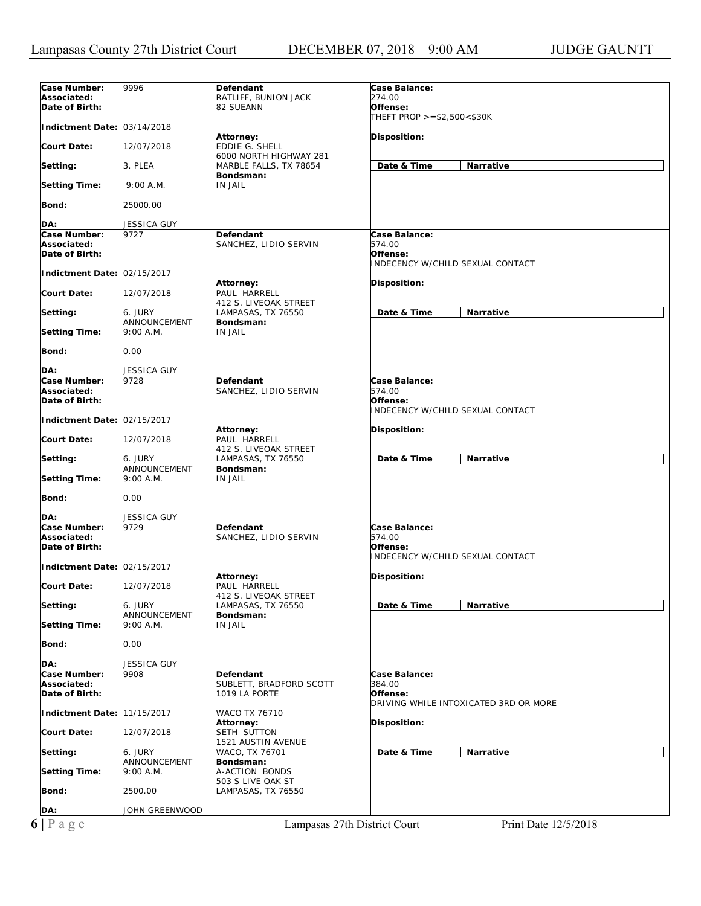| Case Number: | 9996 | Defendant | Case Balance: |
|---|---|---|---|
| Associated: | | RATLIFF, BUNION JACK | 274.00 |
| Date of Birth: | | 82 SUEANN | Offense: THEFT PROP >=$2,500<$30K |
| Indictment Date: | 03/14/2018 | | |
| Court Date: | 12/07/2018 | Attorney: EDDIE G. SHELL, 6000 NORTH HIGHWAY 281, MARBLE FALLS, TX 78654 | Disposition: |
| Setting: | 3. PLEA | Bondsman: IN JAIL | Date & Time / Narrative |
| Setting Time: | 9:00 A.M. | | |
| Bond: | 25000.00 | | |
| DA: | JESSICA GUY | | |

| Case Number: | 9727 | Defendant | Case Balance: |
|---|---|---|---|
| Associated: | | SANCHEZ, LIDIO SERVIN | 574.00 |
| Date of Birth: | | | Offense: INDECENCY W/CHILD SEXUAL CONTACT |
| Indictment Date: | 02/15/2017 | | |
| Court Date: | 12/07/2018 | Attorney: PAUL HARRELL, 412 S. LIVEOAK STREET, LAMPASAS, TX 76550 | Disposition: |
| Setting: | 6. JURY ANNOUNCEMENT | Bondsman: IN JAIL | Date & Time / Narrative |
| Setting Time: | 9:00 A.M. | | |
| Bond: | 0.00 | | |
| DA: | JESSICA GUY | | |

| Case Number: | 9728 | Defendant | Case Balance: |
|---|---|---|---|
| Associated: | | SANCHEZ, LIDIO SERVIN | 574.00 |
| Date of Birth: | | | Offense: INDECENCY W/CHILD SEXUAL CONTACT |
| Indictment Date: | 02/15/2017 | | |
| Court Date: | 12/07/2018 | Attorney: PAUL HARRELL, 412 S. LIVEOAK STREET, LAMPASAS, TX 76550 | Disposition: |
| Setting: | 6. JURY ANNOUNCEMENT | Bondsman: IN JAIL | Date & Time / Narrative |
| Setting Time: | 9:00 A.M. | | |
| Bond: | 0.00 | | |
| DA: | JESSICA GUY | | |

| Case Number: | 9729 | Defendant | Case Balance: |
|---|---|---|---|
| Associated: | | SANCHEZ, LIDIO SERVIN | 574.00 |
| Date of Birth: | | | Offense: INDECENCY W/CHILD SEXUAL CONTACT |
| Indictment Date: | 02/15/2017 | | |
| Court Date: | 12/07/2018 | Attorney: PAUL HARRELL, 412 S. LIVEOAK STREET, LAMPASAS, TX 76550 | Disposition: |
| Setting: | 6. JURY ANNOUNCEMENT | Bondsman: IN JAIL | Date & Time / Narrative |
| Setting Time: | 9:00 A.M. | | |
| Bond: | 0.00 | | |
| DA: | JESSICA GUY | | |

| Case Number: | 9908 | Defendant | Case Balance: |
|---|---|---|---|
| Associated: | | SUBLETT, BRADFORD SCOTT | 384.00 |
| Date of Birth: | | 1019 LA PORTE | Offense: DRIVING WHILE INTOXICATED 3RD OR MORE |
| Indictment Date: | 11/15/2017 | WACO TX 76710 | |
| Court Date: | 12/07/2018 | Attorney: SETH SUTTON, 1521 AUSTIN AVENUE, WACO, TX 76701 | Disposition: |
| Setting: | 6. JURY ANNOUNCEMENT | Bondsman: A-ACTION BONDS, 503 S LIVE OAK ST, LAMPASAS, TX 76550 | Date & Time / Narrative |
| Setting Time: | 9:00 A.M. | | |
| Bond: | 2500.00 | | |
| DA: | JOHN GREENWOOD | | |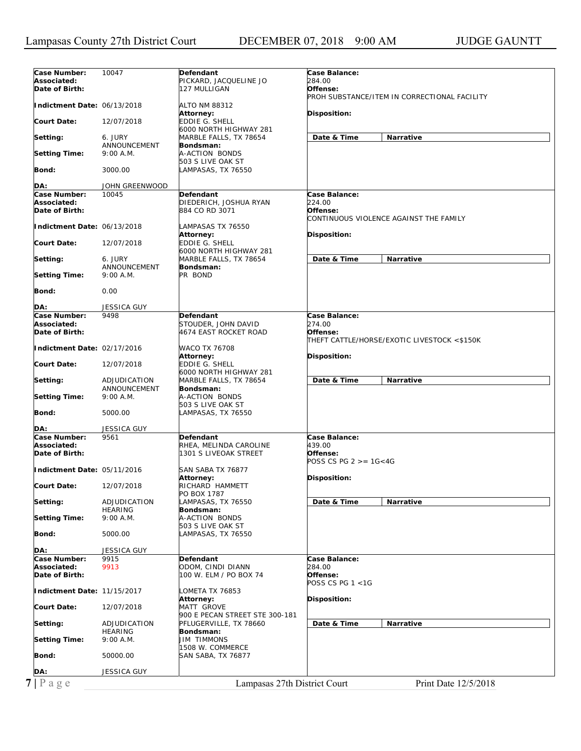| Case Number: | 10047 | Defendant | Case Balance: |
|---|---|---|---|
| Associated: | | PICKARD, JACQUELINE JO | 284.00 |
| Date of Birth: | | 127 MULLIGAN | Offense: PROH SUBSTANCE/ITEM IN CORRECTIONAL FACILITY |
| Indictment Date: | 06/13/2018 | ALTO NM 88312 | |
| | | Attorney: | Disposition: |
| Court Date: | 12/07/2018 | EDDIE G. SHELL<br>6000 NORTH HIGHWAY 281 | |
| Setting: | 6. JURY ANNOUNCEMENT | MARBLE FALLS, TX 78654 | Date & Time / Narrative |
| | | Bondsman: | |
| Setting Time: | 9:00 A.M. | A-ACTION BONDS<br>503 S LIVE OAK ST | |
| Bond: | 3000.00 | LAMPASAS, TX 76550 | |
| DA: | JOHN GREENWOOD | | |

| Case Number: | 10045 | Defendant | Case Balance: |
|---|---|---|---|
| Associated: | | DIEDERICH, JOSHUA RYAN | 224.00 |
| Date of Birth: | | 884 CO RD 3071 | Offense: CONTINUOUS VIOLENCE AGAINST THE FAMILY |
| Indictment Date: | 06/13/2018 | LAMPASAS TX 76550 | |
| | | Attorney: | Disposition: |
| Court Date: | 12/07/2018 | EDDIE G. SHELL<br>6000 NORTH HIGHWAY 281 | |
| Setting: | 6. JURY ANNOUNCEMENT | MARBLE FALLS, TX 78654 | Date & Time / Narrative |
| | | Bondsman: | |
| Setting Time: | 9:00 A.M. | PR BOND | |
| Bond: | 0.00 | | |
| DA: | JESSICA GUY | | |

| Case Number: | 9498 | Defendant | Case Balance: |
|---|---|---|---|
| Associated: | | STOUDER, JOHN DAVID | 274.00 |
| Date of Birth: | | 4674 EAST ROCKET ROAD | Offense: THEFT CATTLE/HORSE/EXOTIC LIVESTOCK <$150K |
| Indictment Date: | 02/17/2016 | WACO TX 76708 | |
| | | Attorney: | Disposition: |
| Court Date: | 12/07/2018 | EDDIE G. SHELL<br>6000 NORTH HIGHWAY 281 | |
| Setting: | ADJUDICATION ANNOUNCEMENT | MARBLE FALLS, TX 78654 | Date & Time / Narrative |
| | | Bondsman: | |
| Setting Time: | 9:00 A.M. | A-ACTION BONDS<br>503 S LIVE OAK ST | |
| Bond: | 5000.00 | LAMPASAS, TX 76550 | |
| DA: | JESSICA GUY | | |

| Case Number: | 9561 | Defendant | Case Balance: |
|---|---|---|---|
| Associated: | | RHEA, MELINDA CAROLINE | 439.00 |
| Date of Birth: | | 1301 S LIVEOAK STREET | Offense: POSS CS PG 2 >= 1G<4G |
| Indictment Date: | 05/11/2016 | SAN SABA TX 76877 | |
| | | Attorney: | Disposition: |
| Court Date: | 12/07/2018 | RICHARD HAMMETT<br>PO BOX 1787 | |
| Setting: | ADJUDICATION HEARING | LAMPASAS, TX 76550 | Date & Time / Narrative |
| | | Bondsman: | |
| Setting Time: | 9:00 A.M. | A-ACTION BONDS<br>503 S LIVE OAK ST | |
| Bond: | 5000.00 | LAMPASAS, TX 76550 | |
| DA: | JESSICA GUY | | |

| Case Number: | 9915 | Defendant | Case Balance: |
|---|---|---|---|
| Associated: | 9913 | ODOM, CINDI DIANN | 284.00 |
| Date of Birth: | | 100 W. ELM / PO BOX 74 | Offense: POSS CS PG 1 <1G |
| Indictment Date: | 11/15/2017 | LOMETA TX 76853 | |
| | | Attorney: | Disposition: |
| Court Date: | 12/07/2018 | MATT GROVE<br>900 E PECAN STREET STE 300-181 | |
| Setting: | ADJUDICATION HEARING | PFLUGERVILLE, TX 78660 | Date & Time / Narrative |
| | | Bondsman: | |
| Setting Time: | 9:00 A.M. | JIM TIMMONS<br>1508 W. COMMERCE | |
| Bond: | 50000.00 | SAN SABA, TX 76877 | |
| DA: | JESSICA GUY | | |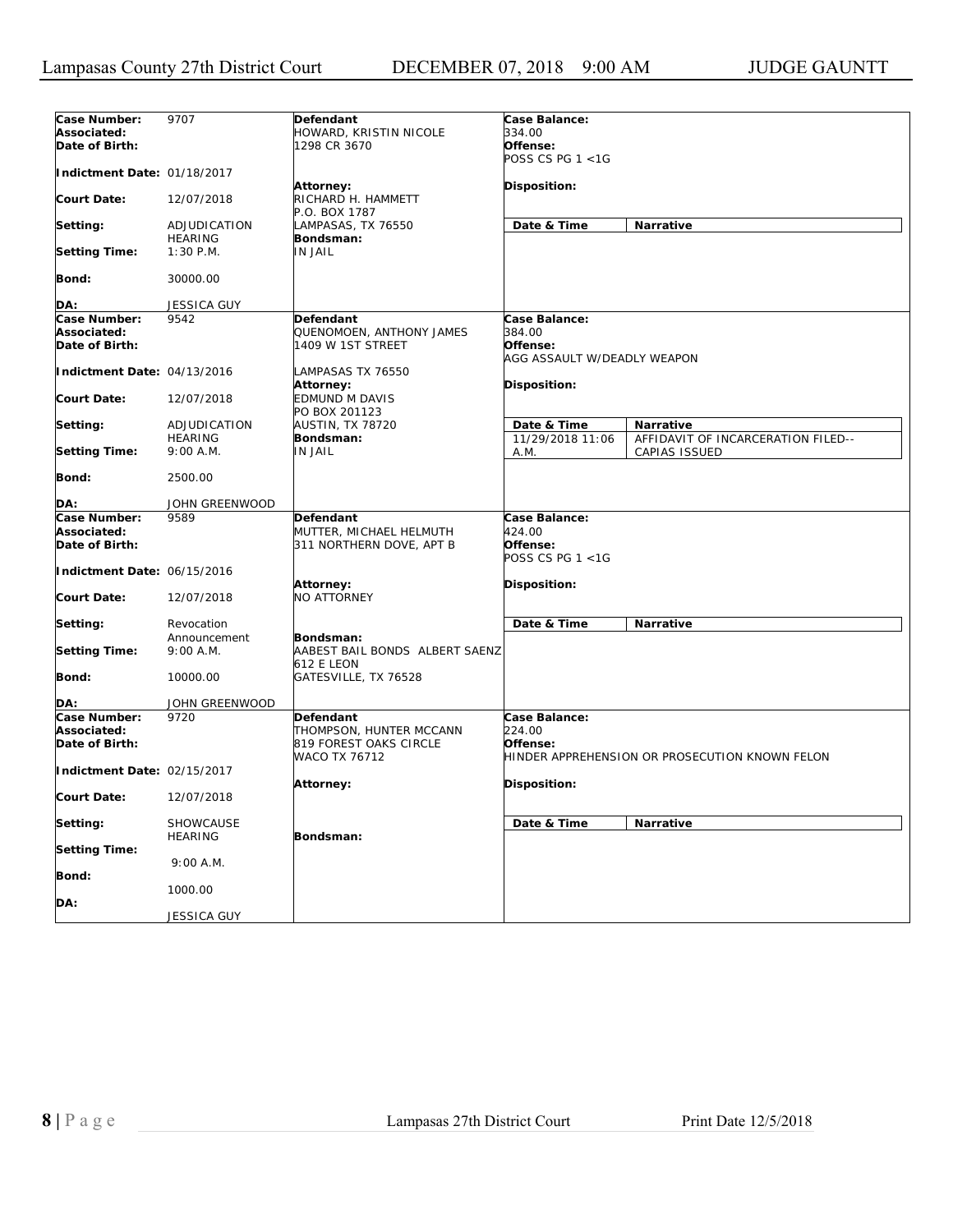| | | | |
|---|---|---|---|
| **Case Number:** 9707<br>**Associated:**<br>**Date of Birth:**<br>**Indictment Date:** 01/18/2017<br>**Court Date:** 12/07/2018<br>**Setting:** ADJUDICATION HEARING<br>**Setting Time:** 1:30 P.M.<br>**Bond:** 30000.00<br>**DA:** JESSICA GUY | **Defendant**<br>HOWARD, KRISTIN NICOLE<br>1298 CR 3670<br>**Attorney:**<br>RICHARD H. HAMMETT<br>P.O. BOX 1787<br>LAMPASAS, TX 76550<br>**Bondsman:**<br>IN JAIL | **Case Balance:**<br>334.00<br>**Offense:**<br>POSS CS PG 1 <1G<br>**Disposition:**<br>**Date & Time** | **Narrative** |
| **Case Number:** 9542<br>**Associated:**<br>**Date of Birth:**<br>**Indictment Date:** 04/13/2016<br>**Court Date:** 12/07/2018<br>**Setting:** ADJUDICATION HEARING<br>**Setting Time:** 9:00 A.M.<br>**Bond:** 2500.00<br>**DA:** JOHN GREENWOOD | **Defendant**<br>QUENOMOEN, ANTHONY JAMES<br>1409 W 1ST STREET<br>LAMPASAS TX 76550<br>**Attorney:**<br>EDMUND M DAVIS<br>PO BOX 201123<br>AUSTIN, TX 78720<br>**Bondsman:**<br>IN JAIL | **Case Balance:**<br>384.00<br>**Offense:**<br>AGG ASSAULT W/DEADLY WEAPON<br>**Disposition:**<br>**Date & Time**<br>11/29/2018 11:06 A.M. | **Narrative**<br>AFFIDAVIT OF INCARCERATION FILED--CAPIAS ISSUED |
| **Case Number:** 9589<br>**Associated:**<br>**Date of Birth:**<br>**Indictment Date:** 06/15/2016<br>**Court Date:** 12/07/2018<br>**Setting:** Revocation Announcement<br>**Setting Time:** 9:00 A.M.<br>**Bond:** 10000.00<br>**DA:** JOHN GREENWOOD | **Defendant**<br>MUTTER, MICHAEL HELMUTH<br>311 NORTHERN DOVE, APT B<br>**Attorney:**<br>NO ATTORNEY<br>**Bondsman:**<br>AABEST BAIL BONDS ALBERT SAENZ<br>612 E LEON<br>GATESVILLE, TX 76528 | **Case Balance:**<br>424.00<br>**Offense:**<br>POSS CS PG 1 <1G<br>**Disposition:**<br>**Date & Time** | **Narrative** |
| **Case Number:** 9720<br>**Associated:**<br>**Date of Birth:**<br>**Indictment Date:** 02/15/2017<br>**Court Date:** 12/07/2018<br>**Setting:** SHOWCAUSE HEARING<br>**Setting Time:** 9:00 A.M.<br>**Bond:** 1000.00<br>**DA:** JESSICA GUY | **Defendant**<br>THOMPSON, HUNTER MCCANN<br>819 FOREST OAKS CIRCLE<br>WACO TX 76712<br>**Attorney:**<br>**Bondsman:** | **Case Balance:**<br>224.00<br>**Offense:**<br>HINDER APPREHENSION OR PROSECUTION KNOWN FELON<br>**Disposition:**<br>**Date & Time** | **Narrative** |